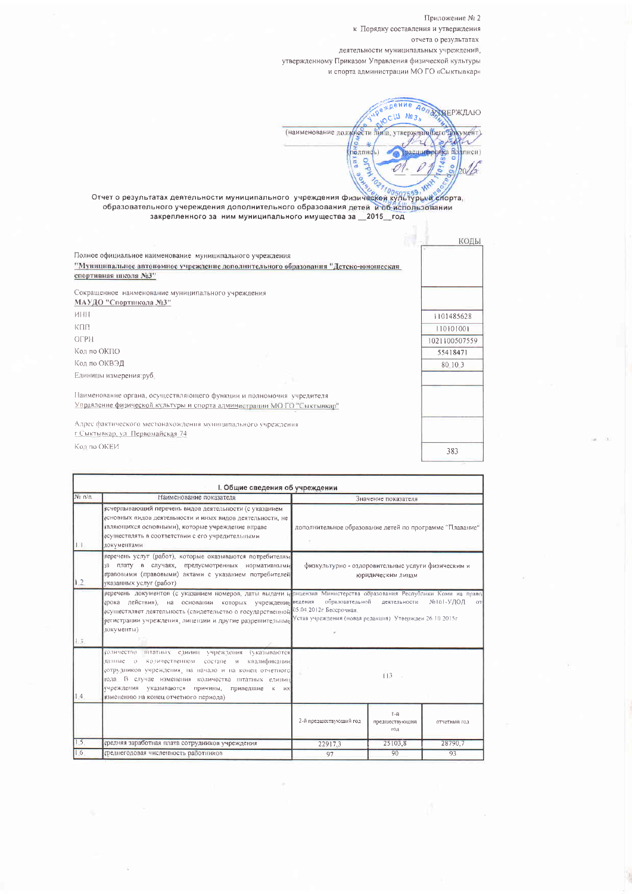Приложение № 2
к Порядку составления и утверждения
отчета о результатах
деятельности муниципальных учреждений,
утвержденному Приказом Управления физической культуры
и спорта администрации МО ГО «Сыктывкар»

УТВЕРЖДАЮ

(наименование должности лица, утверждающего документ)

(подпись) (расшифровка подписи)

01. 02 2016

**Отчет о результатах деятельности муниципального учреждения физической культуры и спорта, образовательного учереждения дополнительного образования детей и об использовании закрепленного за ним муниципального имущества за \_\_2015\_\_ год**

| | КОДЫ |
|---|---|
| Полное официальное наименование муниципального учреждения **"Муниципальное автономное учреждение дополнительного образования "Детско-юношеская спортивная школа №3"** | |
| Сокращенное наименование муниципального учреждения **МАУДО "Спортшкола №3"** | |
| ИНН | 1101485628 |
| КПП | 110101001 |
| ОГРН | 1021100507559 |
| Код по ОКПО | 55418471 |
| Код по ОКВЭД | 80.10.3 |
| Единицы измерения:руб. | |
| Наименование органа, осуществляющего функции и полномочия учредителя Управление физической культуры и спорта администрации МО ГО "Сыктывкар" | |
| Адрес фактического местонахождения муниципального учреждения г.Сыктывкар, ул. Первомайская 74 | |
| Код по ОКЕИ | 383 |

## I. Общие сведения об учреждении

| № п/п | Наименование показателя | Значение показателя | | |
|---|---|---|---|---|
| 1.1. | Исчерпывающий перечень видов деятельности (с указанием основных видов деятельности и иных видов деятельности, не являющихся основными), которые учреждение вправе осуществлять в соответствии с его учредительными документами | дополнительное образование детей по программе "Плавание" | | |
| 1.2. | перечень услуг (работ), которые оказываются потребителям за плату в случаях, предусмотренных нормативными правовыми (правовыми) актами с указанием потребителей указанных услуг (работ) | физкультурно - оздоровительные услуги физическим и юридическим лицам | | |
| 1.3. | перечень документов (с указанием номеров, даты выдачи и срока действия), на основании которых учреждение осуществляет деятельность (свидетельство о государственной регистрации учреждения, лицензии и другие разрешительные документы) | лицензия Министерства образования Республики Коми на право ведения образовательной деятельности №161-У/ДОД от 05.04.2012г Бессрочная. Устав учреждения (новая редакция) Утвержден 26.10.2015г | | |
| 1.4. | количество штатных единиц учреждения (указываются данные о количественном составе и квалификации сотрудников учреждения, на начало и на конец отчетного года. В случае изменения количества штатных единиц учреждения указываются причины, приведшие к их изменению на конец отчетного периода) | 113 | | |
| | | 2-й предшествующий год | 1-й предшествующий год | отчетный год |
| 1.5. | средняя заработная плата сотрудников учреждения | 22917,3 | 25103,8 | 28790,7 |
| 1.6. | среднегодовая численность работников | 97 | 90 | 93 |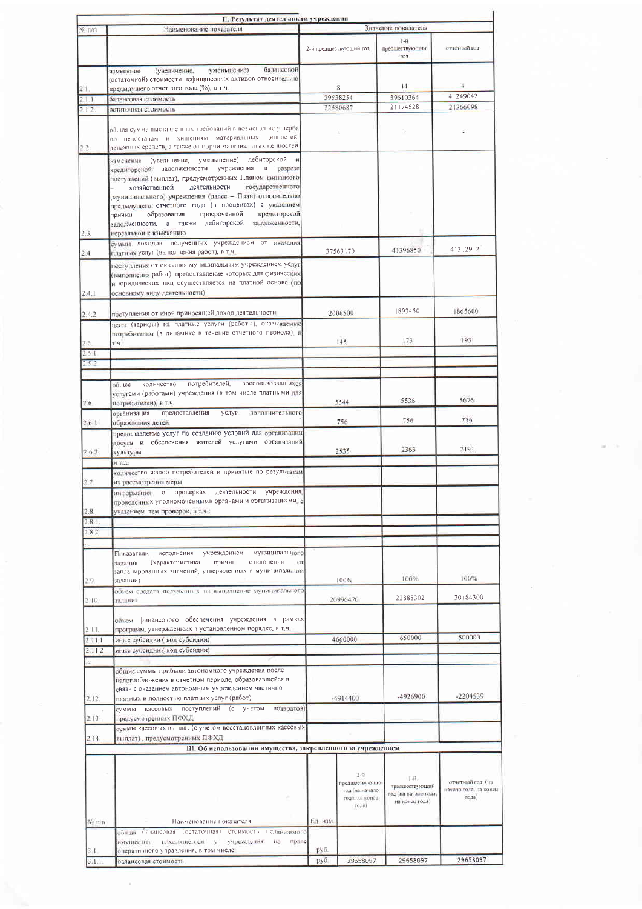| № п/п | II. Результат деятельности учреждения | Значение показателя | | |
|---|---|---|---|---|
| | Наименование показателя | 2-й предшествующий год | 1-й предшествующий год | отчетный год |
| 2.1. | изменение (увеличение, уменьшение) балансовой (остаточной) стоимости нефинансовых активов относительно предыдущего отчетного года (%), в т.ч. | 8 | 11 | 4 |
| 2.1.1 | балансовая стоимость | 39538254 | 39610364 | 41249042 |
| 2.1.2 | остаточная стоимость | 22580687 | 21174528 | 21366098 |
| 2.2. | общая сумма выставленных требований в возмещение ущерба по недостачам и хищениям материальных ценностей, денежных средств, а также от порчи материальных ценностей | - | - | - |
| 2.3. | изменения (увеличение, уменьшение) дебиторской и кредиторской задолженности учреждения в разрезе поступлений (выплат), предусмотренных Планом финансово – хозяйственной деятельности государственного (муниципального) учреждения (далее – План) относительно предыдущего отчетного года (в процентах) с указанием причин образования просроченной кредиторской задолженности, а также дебиторской задолженности, нереальной к взысканию | | | |
| 2.4. | суммы доходов, полученных учреждением от оказания платных услуг (выполнения работ), в т.ч. | 37563170 | 41396850 | 41312912 |
| 2.4.1 | поступления от оказания муниципальным учреждением услуг (выполнения работ), предоставление которых для физических и юридических лиц осуществляется на платной основе (по основному виду деятельности) | | | |
| 2.4.2 | поступления от иной приносящей доход деятельности | 2006500 | 1893450 | 1865600 |
| 2.5. | цены (тарифы) на платные услуги (работы), оказываемые потребителям (в динамике в течение отчетного периода), в т.ч.: | 145 | 173 | 193 |
| 2.5.1 | | | | |
| 2.5.2 | | | | |
| | | | | |
| 2.6. | общее количество потребителей, воспользовавшихся услугами (работами) учреждения (в том числе платными для потребителей), в т.ч. | 5544 | 5536 | 5676 |
| 2.6.1 | организация предоставления услуг дополнительного образования детей | 756 | 756 | 756 |
| 2.6.2 | предоставление услуг по созданию условий для организации досуга и обеспечения жителей услугами организаций культуры | 2535 | 2363 | 2191 |
| | и т.д. | | | |
| 2.7. | количество жалоб потребителей и принятые по результатам их рассмотрения меры | | | |
| 2.8. | информация о проверках деятельности учреждения, проведенных уполномоченными органами и организациями, с указанием тем проверок, в т.ч.: | | | |
| 2.8.1. | | | | |
| 2.8.2 | | | | |
| ... | | | | |
| 2.9. | Показатели исполнения учреждением муниципального задания (характеристика причин отклонения от запланированных значений, утвержденных в муниципальном задании) | 100% | 100% | 100% |
| 2.10. | объем средств полученных на выполнение муниципального задания | 20996470 | 22888302 | 30184300 |
| 2.11. | объем финансового обеспечения учреждения в рамках программ, утвержденных в установленном порядке, в т.ч. | | | |
| 2.11.1 | иные субсидии ( код субсидии) | 4660000 | 650000 | 500000 |
| 2.11.2 | иные субсидии ( код субсидии) | | | |
| ... | | | | |
| 2.12. | общие суммы прибыли автономного учреждения после налогообложения в отчетном периоде, образовавшейся в связи с оказанием автономным учреждением частично платных и полностью платных услуг (работ) | -4914400 | -4926900 | -2204539 |
| 2.13. | суммы кассовых поступлений (с учетом возвратов) предусмотренных ПФХД | | | |
| 2.14. | суммы кассовых выплат (с учетом восстановленных кассовых выплат), предусмотренных ПФХД | | | |

**III. Об использовании имущества, закрепленного за учреждением**

| № п/п | Наименование показателя | Ед. изм. | 2-й предшествующий год (на начало года, на конец года) | 1-й предшествующий год (на начало года, на конец года) | отчетный год (на начало года, на конец года) |
|---|---|---|---|---|---|
| 3.1. | общая балансовая (остаточная) стоимость недвижимого имущества, находящегося у учреждения на праве оперативного управления, в том числе: | руб. | | | |
| 3.1.1. | балансовая стоимость | руб. | 29658097 | 29658097 | 29658097 |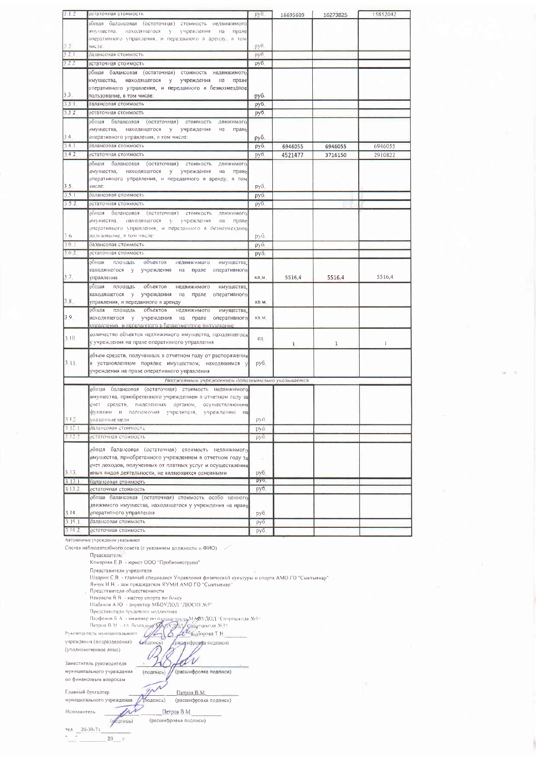| | | | | | |
|---|---|---|---|---|---|
| 3.1.2. | остаточная стоимость | руб. | 16695609 | 16273825 | 15852042 |
| 3.2. | общая балансовая (остаточная) стоимость недвижимого имущества, находящегося у учреждения на праве оперативного управления, и переданного в аренду, в том числе: | руб. | | | |
| 3.2.1. | балансовая стоимость | руб. | | | |
| 3.2.2. | остаточная стоимость | руб. | | | |
| 3.3. | общая балансовая (остаточная) стоимость недвижимого имущества, находящегося у учреждения на праве оперативного управления, и переданного в безвозмездное пользование, в том числе: | руб. | | | |
| 3.3.1. | балансовая стоимость | руб. | | | |
| 3.3.2. | остаточная стоимость | руб. | | | |
| 3.4. | общая балансовая (остаточная) стоимость движимого имущества, находящегося у учреждения на праве оперативного управления, в том числе: | руб. | | | |
| 3.4.1. | балансовая стоимость | руб. | 6946055 | 6946055 | 6946055 |
| 3.4.2. | остаточная стоимость | руб. | 4521477 | 3716150 | 2910822 |
| 3.5. | общая балансовая (остаточная) стоимость движимого имущества, находящегося у учреждения на праве оперативного управления, и переданного в аренду, в том числе: | руб. | | | |
| 3.5.1. | балансовая стоимость | руб. | | | |
| 3.5.2. | остаточная стоимость | руб. | | | |
| 3.6. | общая балансовая (остаточная) стоимость движимого имущества, находящегося у учреждения на праве оперативного управления, и переданного в безвозмездное пользование, в том числе: | руб. | | | |
| 3.6.1. | балансовая стоимость | руб. | | | |
| 3.6.2. | остаточная стоимость | руб. | | | |
| 3.7. | общая площадь объектов недвижимого имущества, находящегося у учреждения на праве оперативного управления | кв.м. | 5516,4 | 5516,4 | 5516,4 |
| 3.8. | общая площадь объектов недвижимого имущества, находящегося у учреждения на праве оперативного управления, и переданного в аренду | кв.м. | | | |
| 3.9. | общая площадь объектов недвижимого имущества, находящегося у учреждения на праве оперативного управления, и переданного в безвозмездное пользование | кв.м. | | | |
| 3.10. | количество объектов недвижимого имущества, находящегося у учреждения на праве оперативного управления | ед. | 1 | 1 | 1 |
| 3.11. | объем средств, полученных в отчетном году от распоряжения в установленном порядке имуществом, находящимся у учреждения на праве оперативного управления | руб. | | | |
| | *Бюджетным учреждением дополнительно указывается* | | | | |
| 3.12. | общая балансовая (остаточная) стоимость недвижимого имущества, приобретенного учреждением в отчетном году за счет средств, выделенных органом, осуществляющим функции и полномочия учредителя, учреждению на указанные цели | руб. | | | |
| 3.12.1. | балансовая стоимость | руб. | | | |
| 3.12.2. | остаточная стоимость | руб. | | | |
| 3.13. | общая балансовая (остаточная) стоимость недвижимого имущества, приобретенного учреждением в отчетном году за счет доходов, полученных от платных услуг и осуществления иных видов деятельности, не являющихся основными | руб. | | | |
| 3.13.1. | балансовая стоимость | руб. | | | |
| 3.13.2. | остаточная стоимость | руб. | | | |
| 3.14. | общая балансовая (остаточная) стоимость особо ценного движимого имущества, находящегося у учреждения на праве оперативного управления | руб. | | | |
| 3.14.1. | балансовая стоимость | руб. | | | |
| 3.14.2. | остаточная стоимость | руб. | | | |

Автономные учреждения указывают

Состав наблюдательного совета (с указанием должности и ФИО)

Председатель:

Комарова Е.В. - юрист ООО "Пробизнесгрупп"

Представители учредителя

Шадрин С.В. - главный специалист Управления физической культуры и спорта АМО ГО "Сыктывкар"

Янчук И.Н. - зам председателя КУМИ АМО ГО "Сыктывкар"

Представители общественности

Некрасов В.В. - мастер спорта по боксу

Шабанов А.Ю. - директор МБОУДОД "ДЮСШ №5"

Представители трудового коллектива

Парфенов Б.А. - инженер по охране труда МАОУДОД "Спортшкола №3"

Петров В.М. - гл. бухгалтер МАОУДОД "Спортшкола №3"

Руководитель муниципального учреждения (подразделения) (уполномоченное лицо) _______ (подпись) Выборова Т.Н. (расшифровка подписи)

Заместитель руководителя муниципального учреждения по финансовым вопросам _______ (подпись) _______ (расшифровка подписи)

Главный бухгалтер муниципального учреждения _______ (подпись) Петров В.М. (расшифровка подписи)

Исполнитель _______ (подпись) Петров В.М. (расшифровка подписи)

тел. 20-30-71

"___" ________ 20___ г.